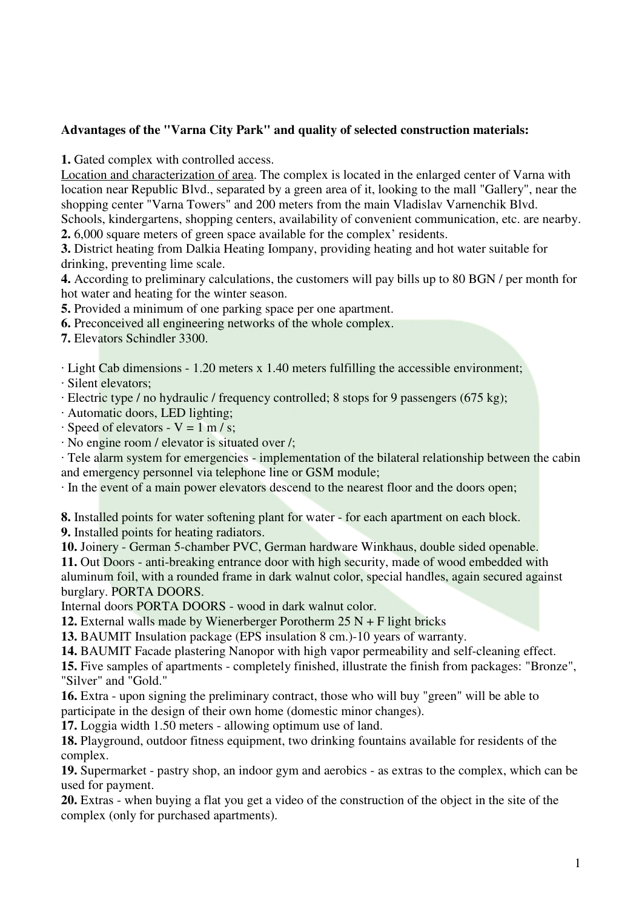**Advantages of the "Varna City Park" and quality of selected construction materials:**

**1.** Gated complex with controlled access.
<u>Location and characterization of area</u>. The complex is located in the enlarged center of Varna with location near Republic Blvd., separated by a green area of it, looking to the mall "Gallery", near the shopping center "Varna Towers" and 200 meters from the main Vladislav Varnenchik Blvd. Schools, kindergartens, shopping centers, availability of convenient communication, etc. are nearby.
**2.** 6,000 square meters of green space available for the complex' residents.
**3.** District heating from Dalkia Heating Iompany, providing heating and hot water suitable for drinking, preventing lime scale.
**4.** According to preliminary calculations, the customers will pay bills up to 80 BGN / per month for hot water and heating for the winter season.
**5.** Provided a minimum of one parking space per one apartment.
**6.** Preconceived all engineering networks of the whole complex.
**7.** Elevators Schindler 3300.

· Light Cab dimensions - 1.20 meters x 1.40 meters fulfilling the accessible environment;
· Silent elevators;
· Electric type / no hydraulic / frequency controlled; 8 stops for 9 passengers (675 kg);
· Automatic doors, LED lighting;
· Speed of elevators - V = 1 m / s;
· No engine room / elevator is situated over /;
· Tele alarm system for emergencies - implementation of the bilateral relationship between the cabin and emergency personnel via telephone line or GSM module;
· In the event of a main power elevators descend to the nearest floor and the doors open;

**8.** Installed points for water softening plant for water - for each apartment on each block.
**9.** Installed points for heating radiators.
**10.** Joinery - German 5-chamber PVC, German hardware Winkhaus, double sided openable.
**11.** Out Doors - anti-breaking entrance door with high security, made of wood embedded with aluminum foil, with a rounded frame in dark walnut color, special handles, again secured against burglary. PORTA DOORS.
Internal doors PORTA DOORS - wood in dark walnut color.
**12.** External walls made by Wienerberger Porotherm 25 N + F light bricks
**13.** BAUMIT Insulation package (EPS insulation 8 cm.)-10 years of warranty.
**14.** BAUMIT Facade plastering Nanopor with high vapor permeability and self-cleaning effect.
**15.** Five samples of apartments - completely finished, illustrate the finish from packages: "Bronze", "Silver" and "Gold."
**16.** Extra - upon signing the preliminary contract, those who will buy "green" will be able to participate in the design of their own home (domestic minor changes).
**17.** Loggia width 1.50 meters - allowing optimum use of land.
**18.** Playground, outdoor fitness equipment, two drinking fountains available for residents of the complex.
**19.** Supermarket - pastry shop, an indoor gym and aerobics - as extras to the complex, which can be used for payment.
**20.** Extras - when buying a flat you get a video of the construction of the object in the site of the complex (only for purchased apartments).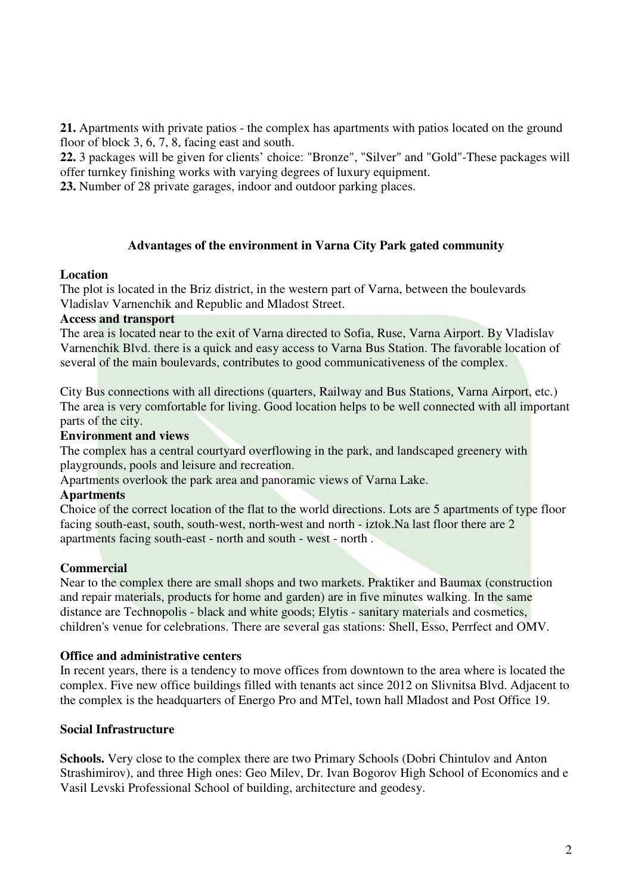**21.** Apartments with private patios - the complex has apartments with patios located on the ground floor of block 3, 6, 7, 8, facing east and south.
**22.** 3 packages will be given for clients' choice: "Bronze", "Silver" and "Gold"-These packages will offer turnkey finishing works with varying degrees of luxury equipment.
**23.** Number of 28 private garages, indoor and outdoor parking places.

## Advantages of the environment in Varna City Park gated community

**Location**
The plot is located in the Briz district, in the western part of Varna, between the boulevards Vladislav Varnenchik and Republic and Mladost Street.

**Access and transport**
The area is located near to the exit of Varna directed to Sofia, Ruse, Varna Airport. By Vladislav Varnenchik Blvd. there is a quick and easy access to Varna Bus Station. The favorable location of several of the main boulevards, contributes to good communicativeness of the complex.

City Bus connections with all directions (quarters, Railway and Bus Stations, Varna Airport, etc.) The area is very comfortable for living. Good location helps to be well connected with all important parts of the city.

**Environment and views**
The complex has a central courtyard overflowing in the park, and landscaped greenery with playgrounds, pools and leisure and recreation.
Apartments overlook the park area and panoramic views of Varna Lake.

**Apartments**
Choice of the correct location of the flat to the world directions. Lots are 5 apartments of type floor facing south-east, south, south-west, north-west and north - iztok.Na last floor there are 2 apartments facing south-east - north and south - west - north .

**Commercial**
Near to the complex there are small shops and two markets. Praktiker and Baumax (construction and repair materials, products for home and garden) are in five minutes walking. In the same distance are Technopolis - black and white goods; Elytis - sanitary materials and cosmetics, children's venue for celebrations. There are several gas stations: Shell, Esso, Perrfect and OMV.

**Office and administrative centers**
In recent years, there is a tendency to move offices from downtown to the area where is located the complex. Five new office buildings filled with tenants act since 2012 on Slivnitsa Blvd. Adjacent to the complex is the headquarters of Energo Pro and MTel, town hall Mladost and Post Office 19.

**Social Infrastructure**

**Schools.** Very close to the complex there are two Primary Schools (Dobri Chintulov and Anton Strashimirov), and three High ones: Geo Milev, Dr. Ivan Bogorov High School of Economics and e Vasil Levski Professional School of building, architecture and geodesy.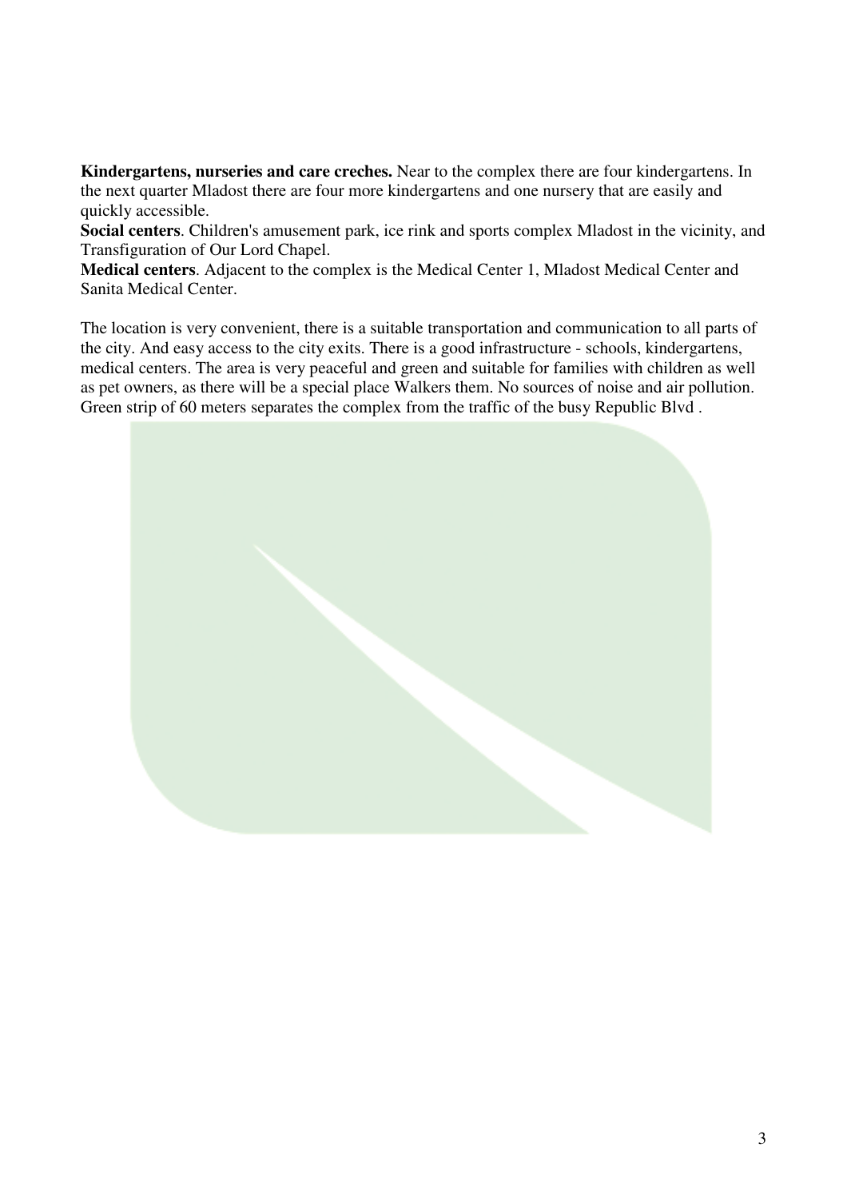**Kindergartens, nurseries and care creches.** Near to the complex there are four kindergartens. In the next quarter Mladost there are four more kindergartens and one nursery that are easily and quickly accessible.

**Social centers**. Children's amusement park, ice rink and sports complex Mladost in the vicinity, and Transfiguration of Our Lord Chapel.

**Medical centers**. Adjacent to the complex is the Medical Center 1, Mladost Medical Center and Sanita Medical Center.

The location is very convenient, there is a suitable transportation and communication to all parts of the city. And easy access to the city exits. There is a good infrastructure - schools, kindergartens, medical centers. The area is very peaceful and green and suitable for families with children as well as pet owners, as there will be a special place Walkers them. No sources of noise and air pollution. Green strip of 60 meters separates the complex from the traffic of the busy Republic Blvd .